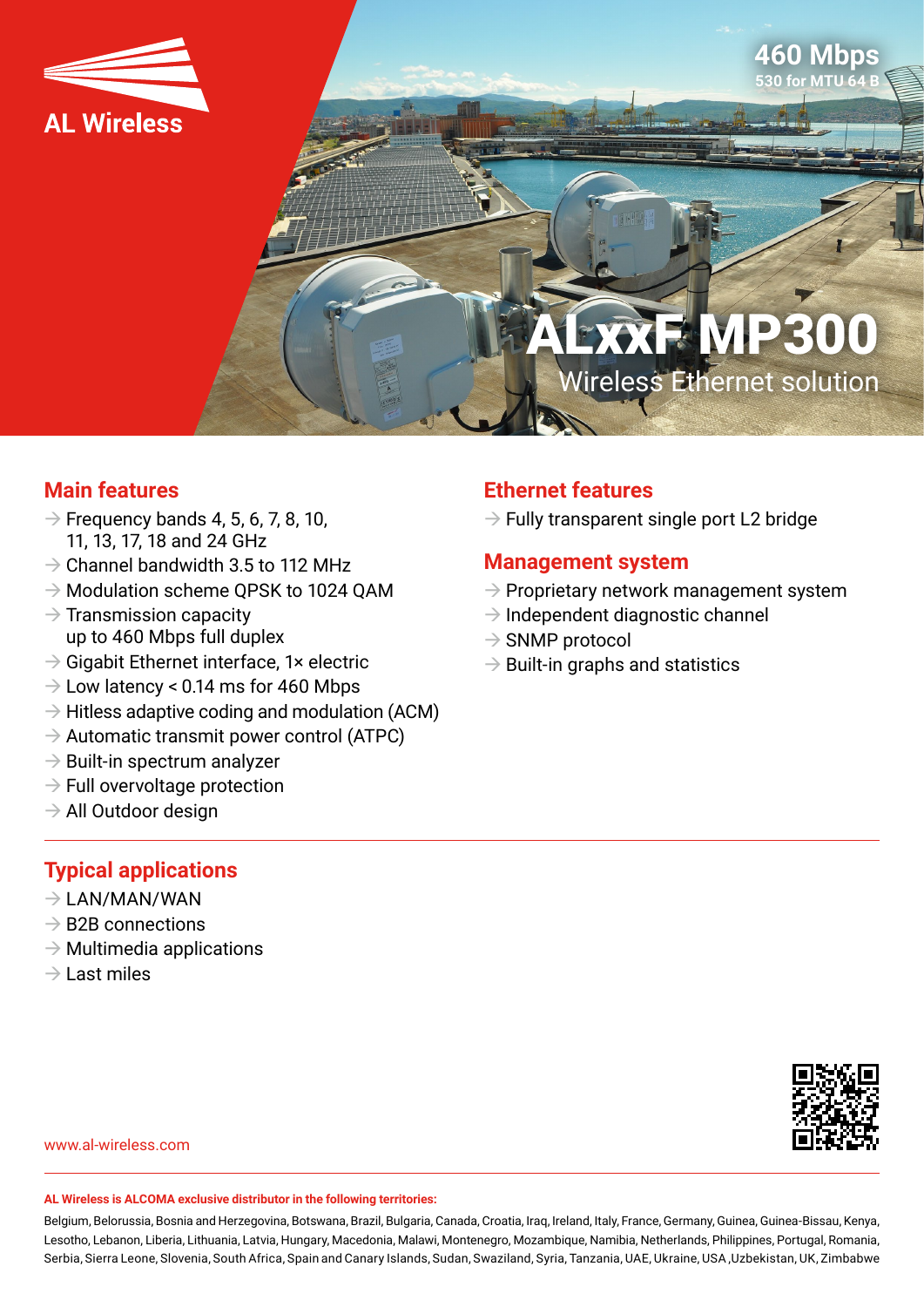AL Wireless

**460 Mbps**
530 for MTU 64 B

# ALxxF MP300

Wireless Ethernet solution

## Main features

- Frequency bands 4, 5, 6, 7, 8, 10, 11, 13, 17, 18 and 24 GHz
- Channel bandwidth 3.5 to 112 MHz
- Modulation scheme QPSK to 1024 QAM
- Transmission capacity up to 460 Mbps full duplex
- Gigabit Ethernet interface, 1× electric
- Low latency < 0.14 ms for 460 Mbps
- Hitless adaptive coding and modulation (ACM)
- Automatic transmit power control (ATPC)
- Built-in spectrum analyzer
- Full overvoltage protection
- All Outdoor design

## Ethernet features

- Fully transparent single port L2 bridge

## Management system

- Proprietary network management system
- Independent diagnostic channel
- SNMP protocol
- Built-in graphs and statistics

## Typical applications

- LAN/MAN/WAN
- B2B connections
- Multimedia applications
- Last miles

www.al-wireless.com

**AL Wireless is ALCOMA exclusive distributor in the following territories:**

Belgium, Belorussia, Bosnia and Herzegovina, Botswana, Brazil, Bulgaria, Canada, Croatia, Iraq, Ireland, Italy, France, Germany, Guinea, Guinea-Bissau, Kenya, Lesotho, Lebanon, Liberia, Lithuania, Latvia, Hungary, Macedonia, Malawi, Montenegro, Mozambique, Namibia, Netherlands, Philippines, Portugal, Romania, Serbia, Sierra Leone, Slovenia, South Africa, Spain and Canary Islands, Sudan, Swaziland, Syria, Tanzania, UAE, Ukraine, USA ,Uzbekistan, UK, Zimbabwe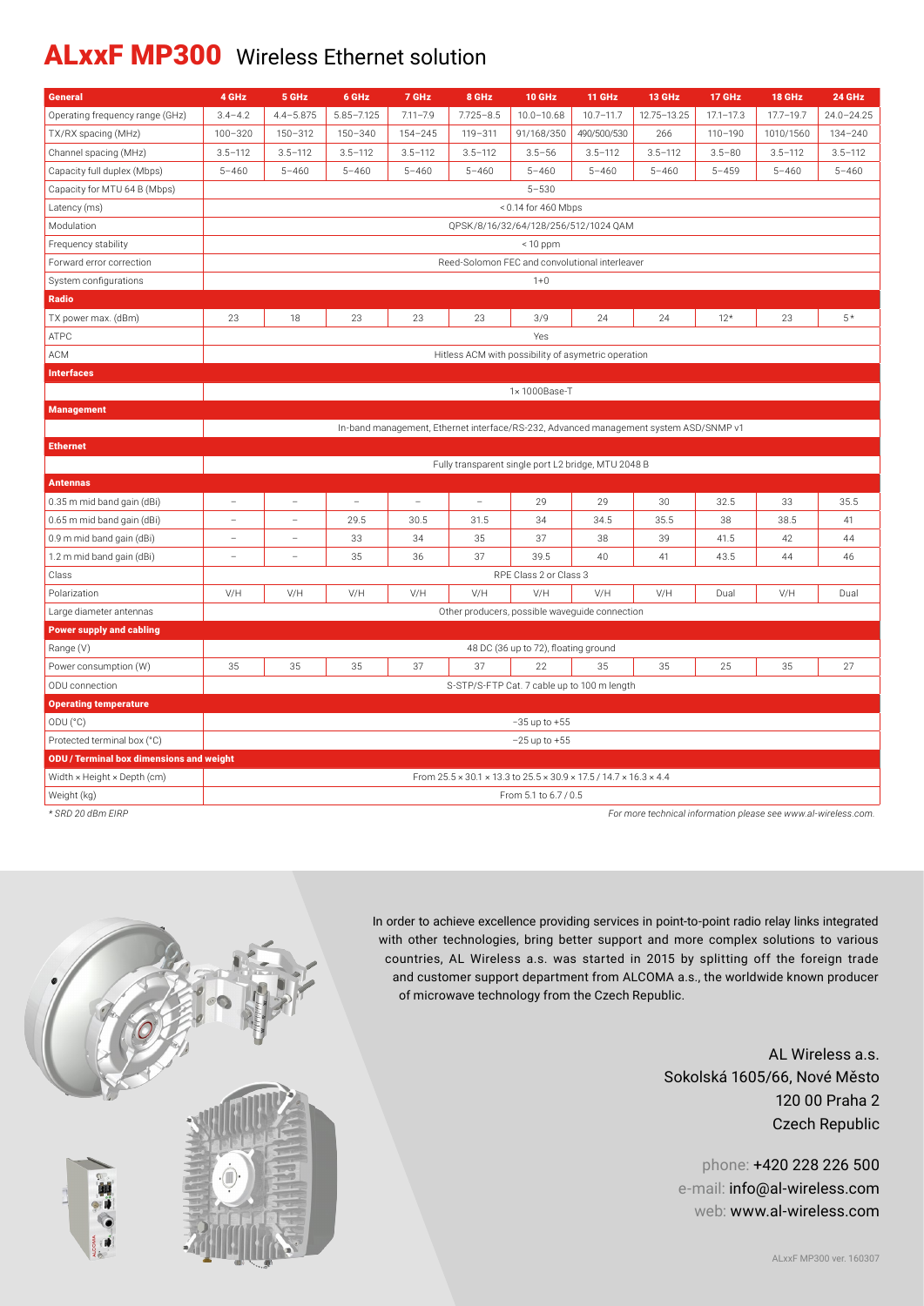# ALxxF MP300 Wireless Ethernet solution

| General | 4 GHz | 5 GHz | 6 GHz | 7 GHz | 8 GHz | 10 GHz | 11 GHz | 13 GHz | 17 GHz | 18 GHz | 24 GHz |
|---|---|---|---|---|---|---|---|---|---|---|---|
| Operating frequency range (GHz) | 3.4–4.2 | 4.4–5.875 | 5.85–7.125 | 7.11–7.9 | 7.725–8.5 | 10.0–10.68 | 10.7–11.7 | 12.75–13.25 | 17.1–17.3 | 17.7–19.7 | 24.0–24.25 |
| TX/RX spacing (MHz) | 100–320 | 150–312 | 150–340 | 154–245 | 119–311 | 91/168/350 | 490/500/530 | 266 | 110–190 | 1010/1560 | 134–240 |
| Channel spacing (MHz) | 3.5–112 | 3.5–112 | 3.5–112 | 3.5–112 | 3.5–112 | 3.5–56 | 3.5–112 | 3.5–112 | 3.5–80 | 3.5–112 | 3.5–112 |
| Capacity full duplex (Mbps) | 5–460 | 5–460 | 5–460 | 5–460 | 5–460 | 5–460 | 5–460 | 5–460 | 5–459 | 5–460 | 5–460 |
| Capacity for MTU 64 B (Mbps) | 5–530 | | | | | | | | | | |
| Latency (ms) | < 0.14 for 460 Mbps | | | | | | | | | | |
| Modulation | QPSK/8/16/32/64/128/256/512/1024 QAM | | | | | | | | | | |
| Frequency stability | < 10 ppm | | | | | | | | | | |
| Forward error correction | Reed-Solomon FEC and convolutional interleaver | | | | | | | | | | |
| System configurations | 1+0 | | | | | | | | | | |
| **Radio** | | | | | | | | | | | |
| TX power max. (dBm) | 23 | 18 | 23 | 23 | 23 | 3/9 | 24 | 24 | 12* | 23 | 5* |
| ATPC | Yes | | | | | | | | | | |
| ACM | Hitless ACM with possibility of asymetric operation | | | | | | | | | | |
| **Interfaces** | | | | | | | | | | | |
| | 1× 1000Base-T | | | | | | | | | | |
| **Management** | | | | | | | | | | | |
| | In-band management, Ethernet interface/RS-232, Advanced management system ASD/SNMP v1 | | | | | | | | | | |
| **Ethernet** | | | | | | | | | | | |
| | Fully transparent single port L2 bridge, MTU 2048 B | | | | | | | | | | |
| **Antennas** | | | | | | | | | | | |
| 0.35 m mid band gain (dBi) | – | – | – | – | – | 29 | 29 | 30 | 32.5 | 33 | 35.5 |
| 0.65 m mid band gain (dBi) | – | – | 29.5 | 30.5 | 31.5 | 34 | 34.5 | 35.5 | 38 | 38.5 | 41 |
| 0.9 m mid band gain (dBi) | – | – | 33 | 34 | 35 | 37 | 38 | 39 | 41.5 | 42 | 44 |
| 1.2 m mid band gain (dBi) | – | – | 35 | 36 | 37 | 39.5 | 40 | 41 | 43.5 | 44 | 46 |
| Class | RPE Class 2 or Class 3 | | | | | | | | | | |
| Polarization | V/H | V/H | V/H | V/H | V/H | V/H | V/H | V/H | Dual | V/H | Dual |
| Large diameter antennas | Other producers, possible waveguide connection | | | | | | | | | | |
| **Power supply and cabling** | | | | | | | | | | | |
| Range (V) | 48 DC (36 up to 72), floating ground | | | | | | | | | | |
| Power consumption (W) | 35 | 35 | 35 | 37 | 37 | 22 | 35 | 35 | 25 | 35 | 27 |
| ODU connection | S-STP/S-FTP Cat. 7 cable up to 100 m length | | | | | | | | | | |
| **Operating temperature** | | | | | | | | | | | |
| ODU (°C) | −35 up to +55 | | | | | | | | | | |
| Protected terminal box (°C) | −25 up to +55 | | | | | | | | | | |
| **ODU / Terminal box dimensions and weight** | | | | | | | | | | | |
| Width × Height × Depth (cm) | From 25.5 × 30.1 × 13.3 to 25.5 × 30.9 × 17.5 / 14.7 × 16.3 × 4.4 | | | | | | | | | | |
| Weight (kg) | From 5.1 to 6.7 / 0.5 | | | | | | | | | | |

*\* SRD 20 dBm EIRP*

*For more technical information please see www.al-wireless.com.*

In order to achieve excellence providing services in point-to-point radio relay links integrated with other technologies, bring better support and more complex solutions to various countries, AL Wireless a.s. was started in 2015 by splitting off the foreign trade and customer support department from ALCOMA a.s., the worldwide known producer of microwave technology from the Czech Republic.

AL Wireless a.s.
Sokolská 1605/66, Nové Město
120 00 Praha 2
Czech Republic

phone: +420 228 226 500
e-mail: info@al-wireless.com
web: www.al-wireless.com

ALxxF MP300 ver. 160307